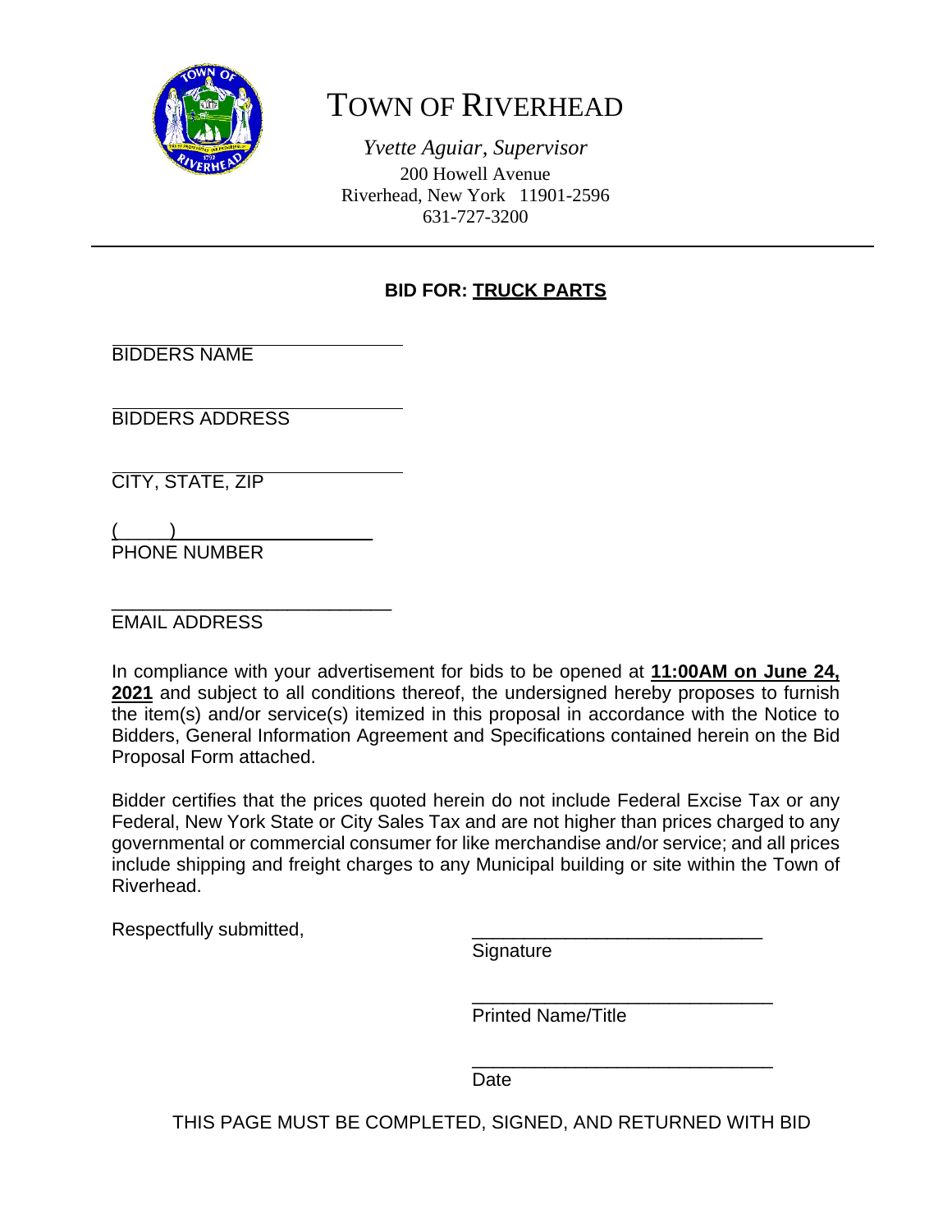# TOWN OF RIVERHEAD

*Yvette Aguiar, Supervisor*
200 Howell Avenue
Riverhead, New York 11901-2596
631-727-3200

---

**BID FOR: TRUCK PARTS**

______________________________
BIDDERS NAME

______________________________
BIDDERS ADDRESS

______________________________
CITY, STATE, ZIP

(     ) ____________________
PHONE NUMBER

______________________________
EMAIL ADDRESS

In compliance with your advertisement for bids to be opened at **11:00AM on June 24, 2021** and subject to all conditions thereof, the undersigned hereby proposes to furnish the item(s) and/or service(s) itemized in this proposal in accordance with the Notice to Bidders, General Information Agreement and Specifications contained herein on the Bid Proposal Form attached.

Bidder certifies that the prices quoted herein do not include Federal Excise Tax or any Federal, New York State or City Sales Tax and are not higher than prices charged to any governmental or commercial consumer for like merchandise and/or service; and all prices include shipping and freight charges to any Municipal building or site within the Town of Riverhead.

Respectfully submitted,

______________________________
Signature

______________________________
Printed Name/Title

______________________________
Date

THIS PAGE MUST BE COMPLETED, SIGNED, AND RETURNED WITH BID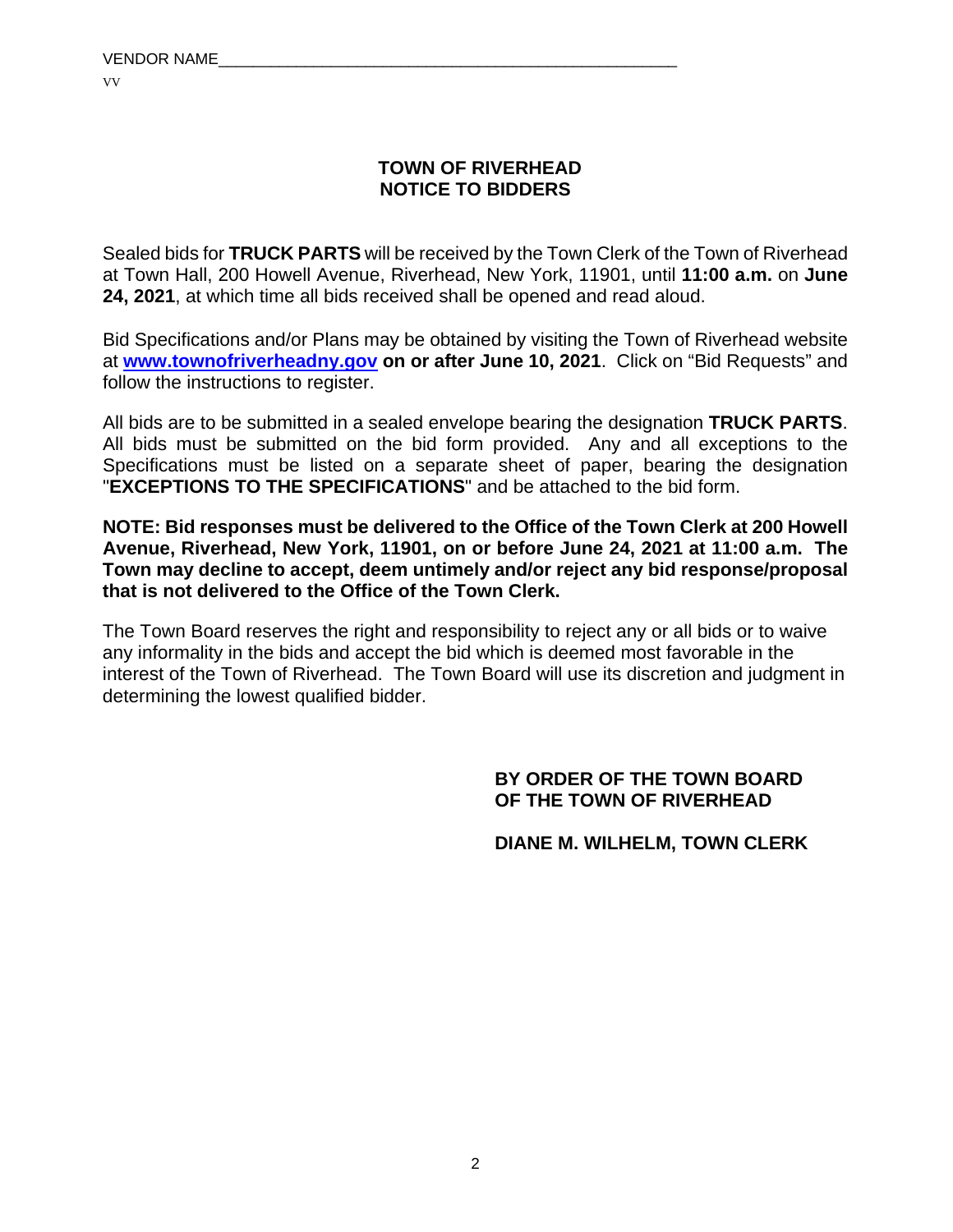VENDOR NAME_____________________________________________________

VV

**TOWN OF RIVERHEAD**
**NOTICE TO BIDDERS**

Sealed bids for **TRUCK PARTS** will be received by the Town Clerk of the Town of Riverhead at Town Hall, 200 Howell Avenue, Riverhead, New York, 11901, until **11:00 a.m.** on **June 24, 2021**, at which time all bids received shall be opened and read aloud.

Bid Specifications and/or Plans may be obtained by visiting the Town of Riverhead website at **www.townofriverheadny.gov on or after June 10, 2021**. Click on "Bid Requests" and follow the instructions to register.

All bids are to be submitted in a sealed envelope bearing the designation **TRUCK PARTS**. All bids must be submitted on the bid form provided. Any and all exceptions to the Specifications must be listed on a separate sheet of paper, bearing the designation "**EXCEPTIONS TO THE SPECIFICATIONS**" and be attached to the bid form.

**NOTE: Bid responses must be delivered to the Office of the Town Clerk at 200 Howell Avenue, Riverhead, New York, 11901, on or before June 24, 2021 at 11:00 a.m. The Town may decline to accept, deem untimely and/or reject any bid response/proposal that is not delivered to the Office of the Town Clerk.**

The Town Board reserves the right and responsibility to reject any or all bids or to waive any informality in the bids and accept the bid which is deemed most favorable in the interest of the Town of Riverhead. The Town Board will use its discretion and judgment in determining the lowest qualified bidder.

**BY ORDER OF THE TOWN BOARD**
**OF THE TOWN OF RIVERHEAD**

**DIANE M. WILHELM, TOWN CLERK**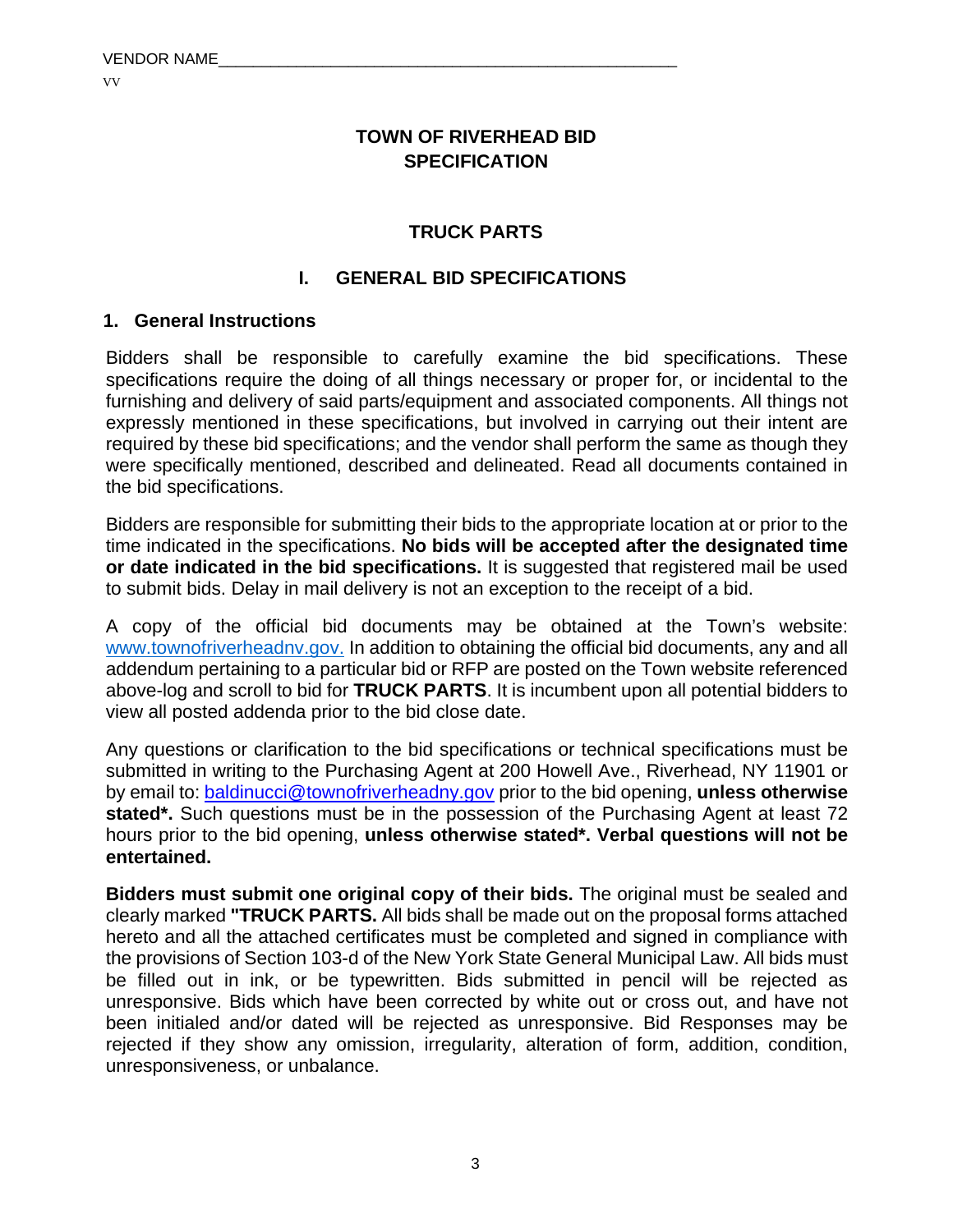VENDOR NAME___________________________________________________

VV

# TOWN OF RIVERHEAD BID SPECIFICATION

## TRUCK PARTS

## I. GENERAL BID SPECIFICATIONS

### 1. General Instructions

Bidders shall be responsible to carefully examine the bid specifications. These specifications require the doing of all things necessary or proper for, or incidental to the furnishing and delivery of said parts/equipment and associated components. All things not expressly mentioned in these specifications, but involved in carrying out their intent are required by these bid specifications; and the vendor shall perform the same as though they were specifically mentioned, described and delineated. Read all documents contained in the bid specifications.

Bidders are responsible for submitting their bids to the appropriate location at or prior to the time indicated in the specifications. **No bids will be accepted after the designated time or date indicated in the bid specifications.** It is suggested that registered mail be used to submit bids. Delay in mail delivery is not an exception to the receipt of a bid.

A copy of the official bid documents may be obtained at the Town's website: www.townofriverheadnv.gov. In addition to obtaining the official bid documents, any and all addendum pertaining to a particular bid or RFP are posted on the Town website referenced above-log and scroll to bid for **TRUCK PARTS**. It is incumbent upon all potential bidders to view all posted addenda prior to the bid close date.

Any questions or clarification to the bid specifications or technical specifications must be submitted in writing to the Purchasing Agent at 200 Howell Ave., Riverhead, NY 11901 or by email to: baldinucci@townofriverheadny.gov prior to the bid opening, **unless otherwise stated*.** Such questions must be in the possession of the Purchasing Agent at least 72 hours prior to the bid opening, **unless otherwise stated*. Verbal questions will not be entertained.**

**Bidders must submit one original copy of their bids.** The original must be sealed and clearly marked **"TRUCK PARTS.** All bids shall be made out on the proposal forms attached hereto and all the attached certificates must be completed and signed in compliance with the provisions of Section 103-d of the New York State General Municipal Law. All bids must be filled out in ink, or be typewritten. Bids submitted in pencil will be rejected as unresponsive. Bids which have been corrected by white out or cross out, and have not been initialed and/or dated will be rejected as unresponsive. Bid Responses may be rejected if they show any omission, irregularity, alteration of form, addition, condition, unresponsiveness, or unbalance.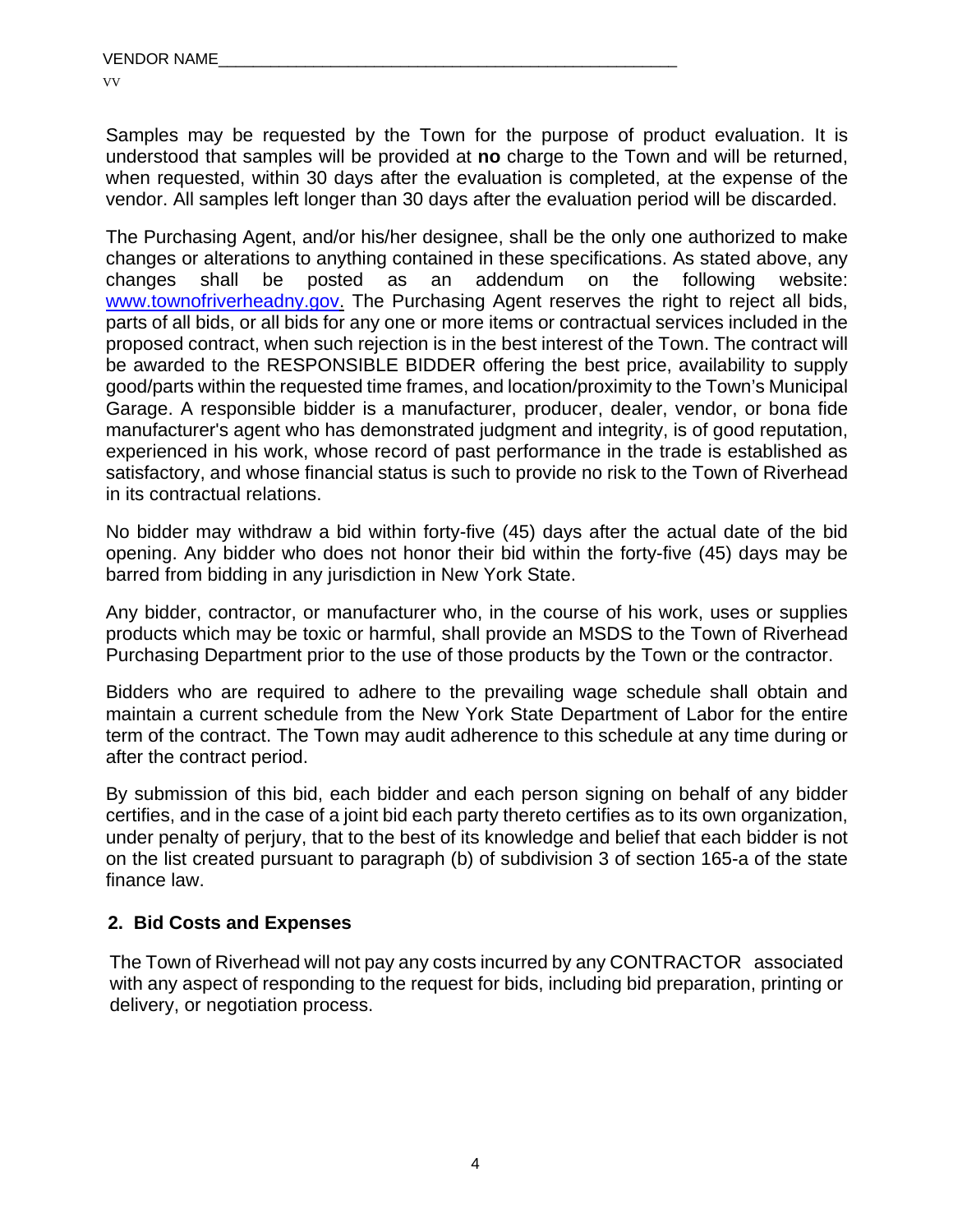VENDOR NAME___________________________________________________

VV

Samples may be requested by the Town for the purpose of product evaluation. It is understood that samples will be provided at **no** charge to the Town and will be returned, when requested, within 30 days after the evaluation is completed, at the expense of the vendor. All samples left longer than 30 days after the evaluation period will be discarded.

The Purchasing Agent, and/or his/her designee, shall be the only one authorized to make changes or alterations to anything contained in these specifications. As stated above, any changes shall be posted as an addendum on the following website: [www.townofriverheadny.gov](http://www.townofriverheadny.gov). The Purchasing Agent reserves the right to reject all bids, parts of all bids, or all bids for any one or more items or contractual services included in the proposed contract, when such rejection is in the best interest of the Town. The contract will be awarded to the RESPONSIBLE BIDDER offering the best price, availability to supply good/parts within the requested time frames, and location/proximity to the Town's Municipal Garage. A responsible bidder is a manufacturer, producer, dealer, vendor, or bona fide manufacturer's agent who has demonstrated judgment and integrity, is of good reputation, experienced in his work, whose record of past performance in the trade is established as satisfactory, and whose financial status is such to provide no risk to the Town of Riverhead in its contractual relations.

No bidder may withdraw a bid within forty-five (45) days after the actual date of the bid opening. Any bidder who does not honor their bid within the forty-five (45) days may be barred from bidding in any jurisdiction in New York State.

Any bidder, contractor, or manufacturer who, in the course of his work, uses or supplies products which may be toxic or harmful, shall provide an MSDS to the Town of Riverhead Purchasing Department prior to the use of those products by the Town or the contractor.

Bidders who are required to adhere to the prevailing wage schedule shall obtain and maintain a current schedule from the New York State Department of Labor for the entire term of the contract. The Town may audit adherence to this schedule at any time during or after the contract period.

By submission of this bid, each bidder and each person signing on behalf of any bidder certifies, and in the case of a joint bid each party thereto certifies as to its own organization, under penalty of perjury, that to the best of its knowledge and belief that each bidder is not on the list created pursuant to paragraph (b) of subdivision 3 of section 165-a of the state finance law.

## 2. Bid Costs and Expenses

The Town of Riverhead will not pay any costs incurred by any CONTRACTOR associated with any aspect of responding to the request for bids, including bid preparation, printing or delivery, or negotiation process.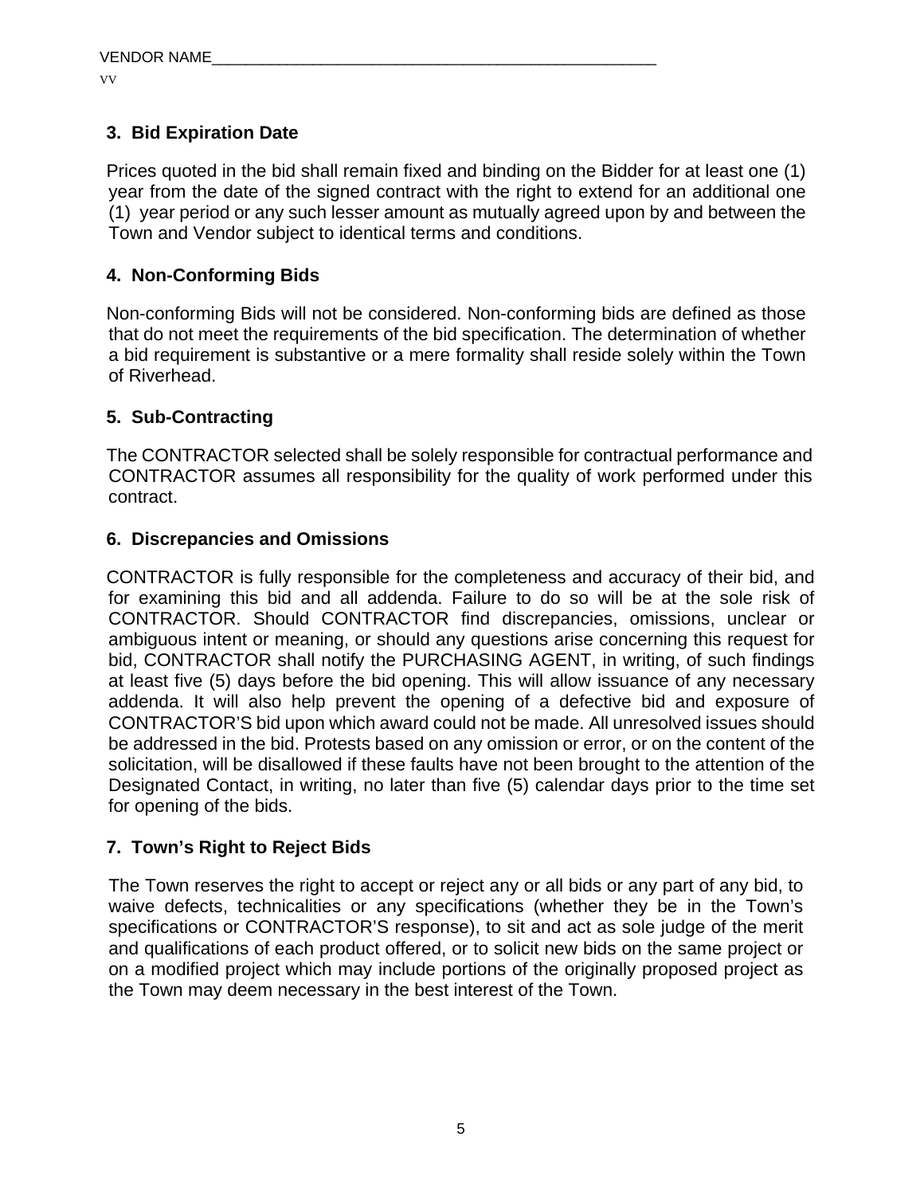### 3. Bid Expiration Date

Prices quoted in the bid shall remain fixed and binding on the Bidder for at least one (1) year from the date of the signed contract with the right to extend for an additional one (1) year period or any such lesser amount as mutually agreed upon by and between the Town and Vendor subject to identical terms and conditions.

### 4. Non-Conforming Bids

Non-conforming Bids will not be considered. Non-conforming bids are defined as those that do not meet the requirements of the bid specification. The determination of whether a bid requirement is substantive or a mere formality shall reside solely within the Town of Riverhead.

### 5. Sub-Contracting

The CONTRACTOR selected shall be solely responsible for contractual performance and CONTRACTOR assumes all responsibility for the quality of work performed under this contract.

### 6. Discrepancies and Omissions

CONTRACTOR is fully responsible for the completeness and accuracy of their bid, and for examining this bid and all addenda. Failure to do so will be at the sole risk of CONTRACTOR. Should CONTRACTOR find discrepancies, omissions, unclear or ambiguous intent or meaning, or should any questions arise concerning this request for bid, CONTRACTOR shall notify the PURCHASING AGENT, in writing, of such findings at least five (5) days before the bid opening. This will allow issuance of any necessary addenda. It will also help prevent the opening of a defective bid and exposure of CONTRACTOR'S bid upon which award could not be made. All unresolved issues should be addressed in the bid. Protests based on any omission or error, or on the content of the solicitation, will be disallowed if these faults have not been brought to the attention of the Designated Contact, in writing, no later than five (5) calendar days prior to the time set for opening of the bids.

### 7. Town's Right to Reject Bids

The Town reserves the right to accept or reject any or all bids or any part of any bid, to waive defects, technicalities or any specifications (whether they be in the Town's specifications or CONTRACTOR'S response), to sit and act as sole judge of the merit and qualifications of each product offered, or to solicit new bids on the same project or on a modified project which may include portions of the originally proposed project as the Town may deem necessary in the best interest of the Town.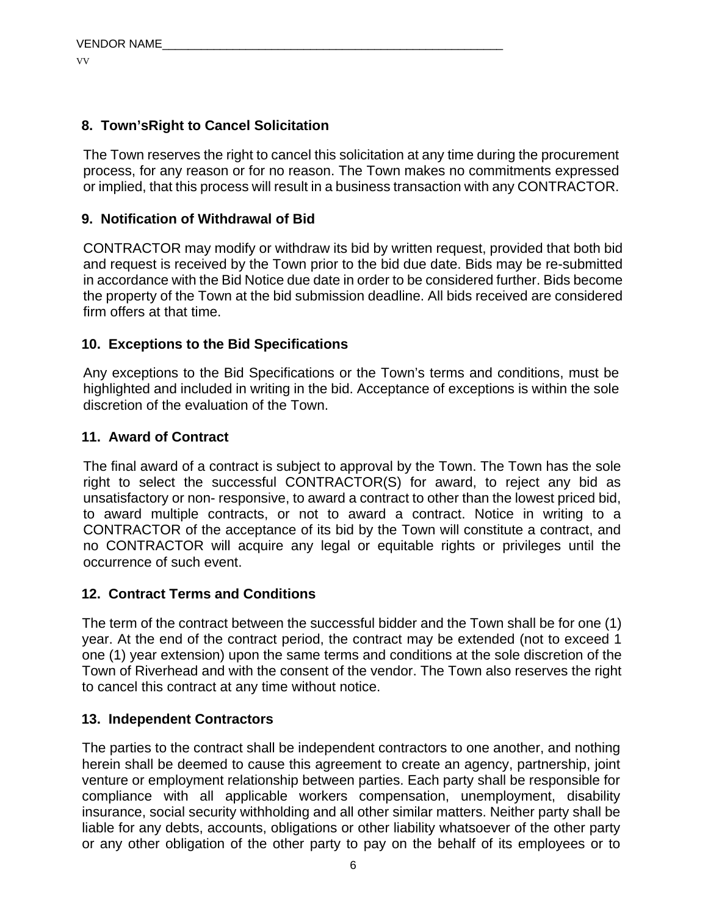VENDOR NAME______________________________________________________

VV

### 8. Town'sRight to Cancel Solicitation

The Town reserves the right to cancel this solicitation at any time during the procurement process, for any reason or for no reason. The Town makes no commitments expressed or implied, that this process will result in a business transaction with any CONTRACTOR.

### 9. Notification of Withdrawal of Bid

CONTRACTOR may modify or withdraw its bid by written request, provided that both bid and request is received by the Town prior to the bid due date. Bids may be re-submitted in accordance with the Bid Notice due date in order to be considered further. Bids become the property of the Town at the bid submission deadline. All bids received are considered firm offers at that time.

### 10. Exceptions to the Bid Specifications

Any exceptions to the Bid Specifications or the Town's terms and conditions, must be highlighted and included in writing in the bid. Acceptance of exceptions is within the sole discretion of the evaluation of the Town.

### 11. Award of Contract

The final award of a contract is subject to approval by the Town. The Town has the sole right to select the successful CONTRACTOR(S) for award, to reject any bid as unsatisfactory or non- responsive, to award a contract to other than the lowest priced bid, to award multiple contracts, or not to award a contract. Notice in writing to a CONTRACTOR of the acceptance of its bid by the Town will constitute a contract, and no CONTRACTOR will acquire any legal or equitable rights or privileges until the occurrence of such event.

### 12. Contract Terms and Conditions

The term of the contract between the successful bidder and the Town shall be for one (1) year. At the end of the contract period, the contract may be extended (not to exceed 1 one (1) year extension) upon the same terms and conditions at the sole discretion of the Town of Riverhead and with the consent of the vendor. The Town also reserves the right to cancel this contract at any time without notice.

### 13. Independent Contractors

The parties to the contract shall be independent contractors to one another, and nothing herein shall be deemed to cause this agreement to create an agency, partnership, joint venture or employment relationship between parties. Each party shall be responsible for compliance with all applicable workers compensation, unemployment, disability insurance, social security withholding and all other similar matters. Neither party shall be liable for any debts, accounts, obligations or other liability whatsoever of the other party or any other obligation of the other party to pay on the behalf of its employees or to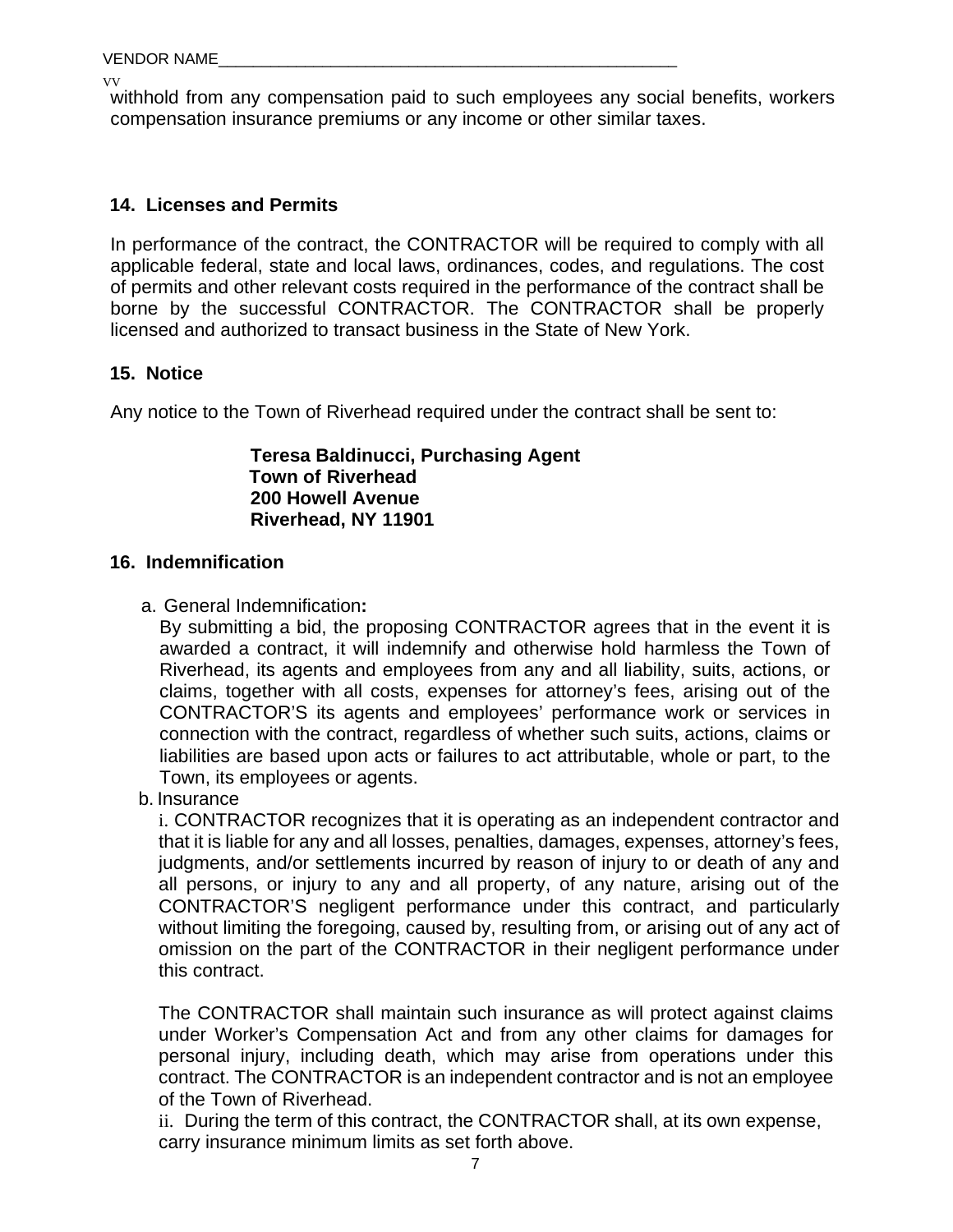withhold from any compensation paid to such employees any social benefits, workers compensation insurance premiums or any income or other similar taxes.

## 14. Licenses and Permits

In performance of the contract, the CONTRACTOR will be required to comply with all applicable federal, state and local laws, ordinances, codes, and regulations. The cost of permits and other relevant costs required in the performance of the contract shall be borne by the successful CONTRACTOR. The CONTRACTOR shall be properly licensed and authorized to transact business in the State of New York.

## 15. Notice

Any notice to the Town of Riverhead required under the contract shall be sent to:

**Teresa Baldinucci, Purchasing Agent**
**Town of Riverhead**
**200 Howell Avenue**
**Riverhead, NY 11901**

## 16. Indemnification

a. General Indemnification**:**
By submitting a bid, the proposing CONTRACTOR agrees that in the event it is awarded a contract, it will indemnify and otherwise hold harmless the Town of Riverhead, its agents and employees from any and all liability, suits, actions, or claims, together with all costs, expenses for attorney's fees, arising out of the CONTRACTOR'S its agents and employees' performance work or services in connection with the contract, regardless of whether such suits, actions, claims or liabilities are based upon acts or failures to act attributable, whole or part, to the Town, its employees or agents.

b. Insurance
i. CONTRACTOR recognizes that it is operating as an independent contractor and that it is liable for any and all losses, penalties, damages, expenses, attorney's fees, judgments, and/or settlements incurred by reason of injury to or death of any and all persons, or injury to any and all property, of any nature, arising out of the CONTRACTOR'S negligent performance under this contract, and particularly without limiting the foregoing, caused by, resulting from, or arising out of any act of omission on the part of the CONTRACTOR in their negligent performance under this contract.

The CONTRACTOR shall maintain such insurance as will protect against claims under Worker's Compensation Act and from any other claims for damages for personal injury, including death, which may arise from operations under this contract. The CONTRACTOR is an independent contractor and is not an employee of the Town of Riverhead.
ii. During the term of this contract, the CONTRACTOR shall, at its own expense, carry insurance minimum limits as set forth above.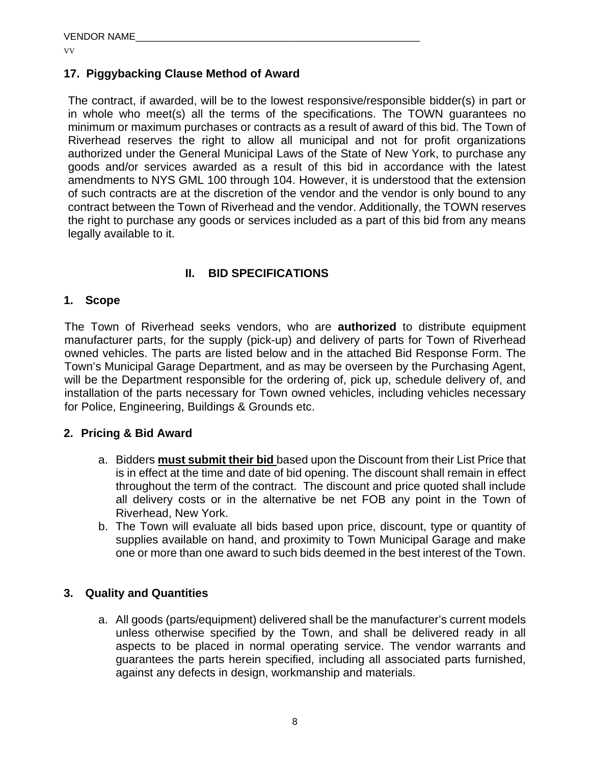VENDOR NAME_____________________________________________________

VV

### 17. Piggybacking Clause Method of Award

The contract, if awarded, will be to the lowest responsive/responsible bidder(s) in part or in whole who meet(s) all the terms of the specifications. The TOWN guarantees no minimum or maximum purchases or contracts as a result of award of this bid. The Town of Riverhead reserves the right to allow all municipal and not for profit organizations authorized under the General Municipal Laws of the State of New York, to purchase any goods and/or services awarded as a result of this bid in accordance with the latest amendments to NYS GML 100 through 104. However, it is understood that the extension of such contracts are at the discretion of the vendor and the vendor is only bound to any contract between the Town of Riverhead and the vendor. Additionally, the TOWN reserves the right to purchase any goods or services included as a part of this bid from any means legally available to it.

## II. BID SPECIFICATIONS

### 1. Scope

The Town of Riverhead seeks vendors, who are **authorized** to distribute equipment manufacturer parts, for the supply (pick-up) and delivery of parts for Town of Riverhead owned vehicles. The parts are listed below and in the attached Bid Response Form. The Town's Municipal Garage Department, and as may be overseen by the Purchasing Agent, will be the Department responsible for the ordering of, pick up, schedule delivery of, and installation of the parts necessary for Town owned vehicles, including vehicles necessary for Police, Engineering, Buildings & Grounds etc.

### 2. Pricing & Bid Award

a. Bidders **<u>must submit their bid</u>** based upon the Discount from their List Price that is in effect at the time and date of bid opening. The discount shall remain in effect throughout the term of the contract. The discount and price quoted shall include all delivery costs or in the alternative be net FOB any point in the Town of Riverhead, New York.

b. The Town will evaluate all bids based upon price, discount, type or quantity of supplies available on hand, and proximity to Town Municipal Garage and make one or more than one award to such bids deemed in the best interest of the Town.

### 3. Quality and Quantities

a. All goods (parts/equipment) delivered shall be the manufacturer's current models unless otherwise specified by the Town, and shall be delivered ready in all aspects to be placed in normal operating service. The vendor warrants and guarantees the parts herein specified, including all associated parts furnished, against any defects in design, workmanship and materials.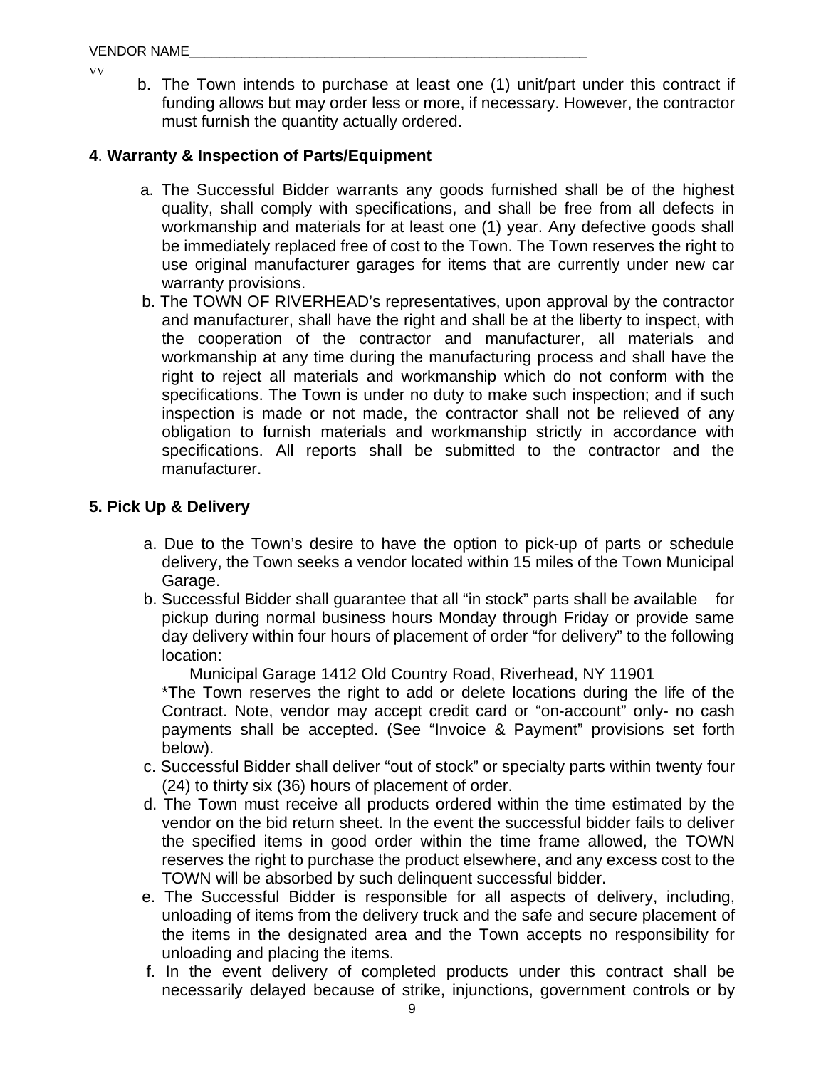VENDOR NAME_______________________________________________________

VV

b. The Town intends to purchase at least one (1) unit/part under this contract if funding allows but may order less or more, if necessary. However, the contractor must furnish the quantity actually ordered.

**4**. **Warranty & Inspection of Parts/Equipment**

a. The Successful Bidder warrants any goods furnished shall be of the highest quality, shall comply with specifications, and shall be free from all defects in workmanship and materials for at least one (1) year. Any defective goods shall be immediately replaced free of cost to the Town. The Town reserves the right to use original manufacturer garages for items that are currently under new car warranty provisions.

b. The TOWN OF RIVERHEAD's representatives, upon approval by the contractor and manufacturer, shall have the right and shall be at the liberty to inspect, with the cooperation of the contractor and manufacturer, all materials and workmanship at any time during the manufacturing process and shall have the right to reject all materials and workmanship which do not conform with the specifications. The Town is under no duty to make such inspection; and if such inspection is made or not made, the contractor shall not be relieved of any obligation to furnish materials and workmanship strictly in accordance with specifications. All reports shall be submitted to the contractor and the manufacturer.

**5. Pick Up & Delivery**

a. Due to the Town's desire to have the option to pick-up of parts or schedule delivery, the Town seeks a vendor located within 15 miles of the Town Municipal Garage.

b. Successful Bidder shall guarantee that all "in stock" parts shall be available for pickup during normal business hours Monday through Friday or provide same day delivery within four hours of placement of order "for delivery" to the following location:

Municipal Garage 1412 Old Country Road, Riverhead, NY 11901

*The Town reserves the right to add or delete locations during the life of the Contract. Note, vendor may accept credit card or "on-account" only- no cash payments shall be accepted. (See "Invoice & Payment" provisions set forth below).

c. Successful Bidder shall deliver "out of stock" or specialty parts within twenty four (24) to thirty six (36) hours of placement of order.

d. The Town must receive all products ordered within the time estimated by the vendor on the bid return sheet. In the event the successful bidder fails to deliver the specified items in good order within the time frame allowed, the TOWN reserves the right to purchase the product elsewhere, and any excess cost to the TOWN will be absorbed by such delinquent successful bidder.

e. The Successful Bidder is responsible for all aspects of delivery, including, unloading of items from the delivery truck and the safe and secure placement of the items in the designated area and the Town accepts no responsibility for unloading and placing the items.

f. In the event delivery of completed products under this contract shall be necessarily delayed because of strike, injunctions, government controls or by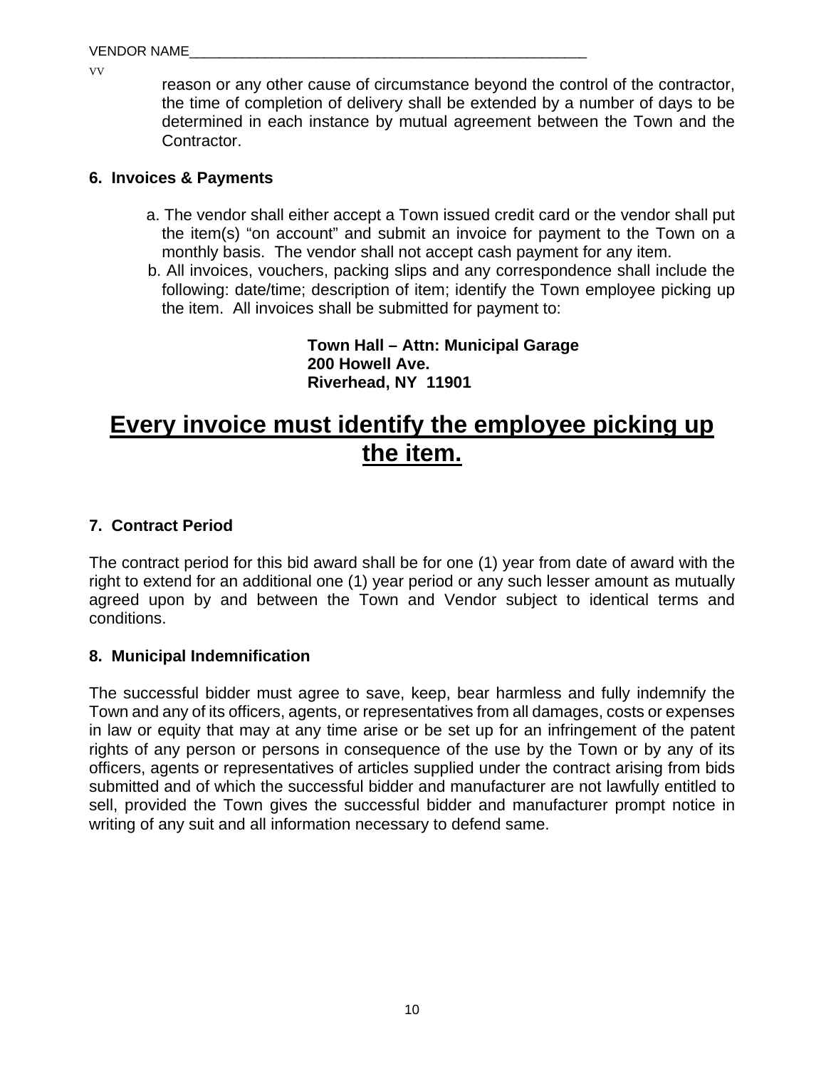reason or any other cause of circumstance beyond the control of the contractor, the time of completion of delivery shall be extended by a number of days to be determined in each instance by mutual agreement between the Town and the Contractor.

**6. Invoices & Payments**

a. The vendor shall either accept a Town issued credit card or the vendor shall put the item(s) "on account" and submit an invoice for payment to the Town on a monthly basis. The vendor shall not accept cash payment for any item.

b. All invoices, vouchers, packing slips and any correspondence shall include the following: date/time; description of item; identify the Town employee picking up the item. All invoices shall be submitted for payment to:

**Town Hall – Attn: Municipal Garage**
**200 Howell Ave.**
**Riverhead, NY 11901**

# <u>Every invoice must identify the employee picking up the item.</u>

**7. Contract Period**

The contract period for this bid award shall be for one (1) year from date of award with the right to extend for an additional one (1) year period or any such lesser amount as mutually agreed upon by and between the Town and Vendor subject to identical terms and conditions.

**8. Municipal Indemnification**

The successful bidder must agree to save, keep, bear harmless and fully indemnify the Town and any of its officers, agents, or representatives from all damages, costs or expenses in law or equity that may at any time arise or be set up for an infringement of the patent rights of any person or persons in consequence of the use by the Town or by any of its officers, agents or representatives of articles supplied under the contract arising from bids submitted and of which the successful bidder and manufacturer are not lawfully entitled to sell, provided the Town gives the successful bidder and manufacturer prompt notice in writing of any suit and all information necessary to defend same.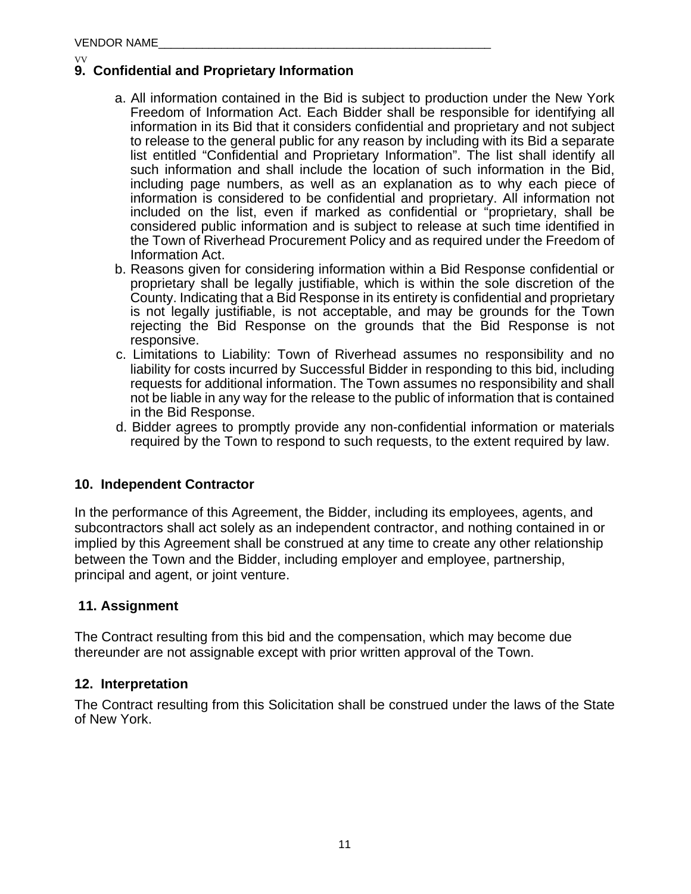## 9. Confidential and Proprietary Information

a. All information contained in the Bid is subject to production under the New York Freedom of Information Act. Each Bidder shall be responsible for identifying all information in its Bid that it considers confidential and proprietary and not subject to release to the general public for any reason by including with its Bid a separate list entitled "Confidential and Proprietary Information". The list shall identify all such information and shall include the location of such information in the Bid, including page numbers, as well as an explanation as to why each piece of information is considered to be confidential and proprietary. All information not included on the list, even if marked as confidential or "proprietary, shall be considered public information and is subject to release at such time identified in the Town of Riverhead Procurement Policy and as required under the Freedom of Information Act.

b. Reasons given for considering information within a Bid Response confidential or proprietary shall be legally justifiable, which is within the sole discretion of the County. Indicating that a Bid Response in its entirety is confidential and proprietary is not legally justifiable, is not acceptable, and may be grounds for the Town rejecting the Bid Response on the grounds that the Bid Response is not responsive.

c. Limitations to Liability: Town of Riverhead assumes no responsibility and no liability for costs incurred by Successful Bidder in responding to this bid, including requests for additional information. The Town assumes no responsibility and shall not be liable in any way for the release to the public of information that is contained in the Bid Response.

d. Bidder agrees to promptly provide any non-confidential information or materials required by the Town to respond to such requests, to the extent required by law.

## 10. Independent Contractor

In the performance of this Agreement, the Bidder, including its employees, agents, and subcontractors shall act solely as an independent contractor, and nothing contained in or implied by this Agreement shall be construed at any time to create any other relationship between the Town and the Bidder, including employer and employee, partnership, principal and agent, or joint venture.

## 11. Assignment

The Contract resulting from this bid and the compensation, which may become due thereunder are not assignable except with prior written approval of the Town.

## 12. Interpretation

The Contract resulting from this Solicitation shall be construed under the laws of the State of New York.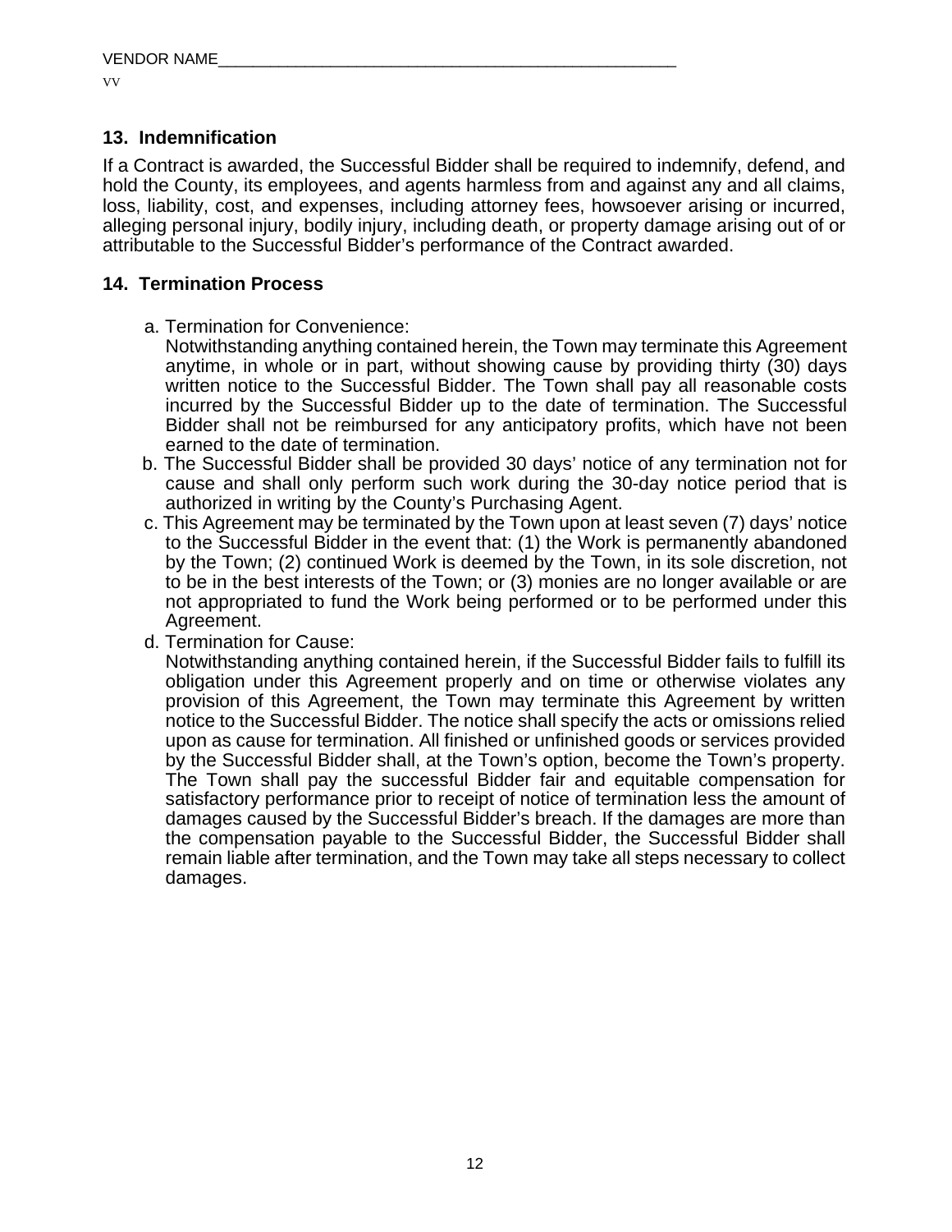## 13. Indemnification

If a Contract is awarded, the Successful Bidder shall be required to indemnify, defend, and hold the County, its employees, and agents harmless from and against any and all claims, loss, liability, cost, and expenses, including attorney fees, howsoever arising or incurred, alleging personal injury, bodily injury, including death, or property damage arising out of or attributable to the Successful Bidder's performance of the Contract awarded.

## 14. Termination Process

a. Termination for Convenience:
   Notwithstanding anything contained herein, the Town may terminate this Agreement anytime, in whole or in part, without showing cause by providing thirty (30) days written notice to the Successful Bidder. The Town shall pay all reasonable costs incurred by the Successful Bidder up to the date of termination. The Successful Bidder shall not be reimbursed for any anticipatory profits, which have not been earned to the date of termination.

b. The Successful Bidder shall be provided 30 days' notice of any termination not for cause and shall only perform such work during the 30-day notice period that is authorized in writing by the County's Purchasing Agent.

c. This Agreement may be terminated by the Town upon at least seven (7) days' notice to the Successful Bidder in the event that: (1) the Work is permanently abandoned by the Town; (2) continued Work is deemed by the Town, in its sole discretion, not to be in the best interests of the Town; or (3) monies are no longer available or are not appropriated to fund the Work being performed or to be performed under this Agreement.

d. Termination for Cause:
   Notwithstanding anything contained herein, if the Successful Bidder fails to fulfill its obligation under this Agreement properly and on time or otherwise violates any provision of this Agreement, the Town may terminate this Agreement by written notice to the Successful Bidder. The notice shall specify the acts or omissions relied upon as cause for termination. All finished or unfinished goods or services provided by the Successful Bidder shall, at the Town's option, become the Town's property. The Town shall pay the successful Bidder fair and equitable compensation for satisfactory performance prior to receipt of notice of termination less the amount of damages caused by the Successful Bidder's breach. If the damages are more than the compensation payable to the Successful Bidder, the Successful Bidder shall remain liable after termination, and the Town may take all steps necessary to collect damages.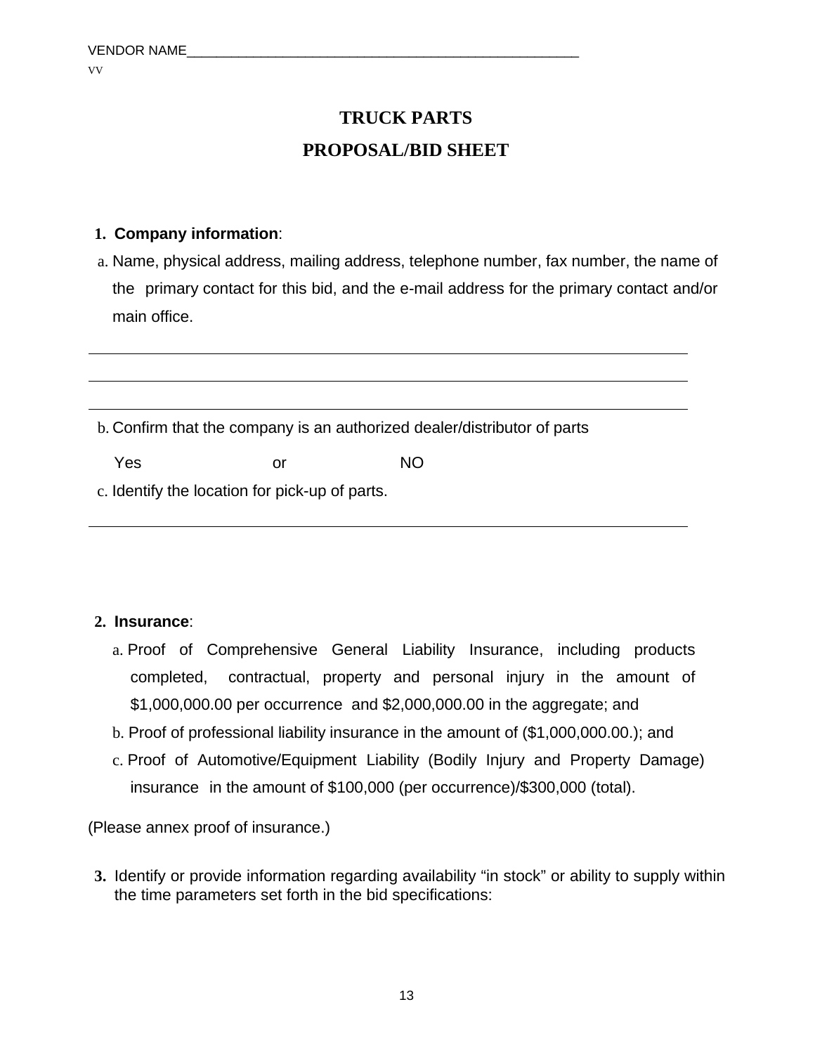VENDOR NAME_______________________________________________________
VV

# TRUCK PARTS

## PROPOSAL/BID SHEET

1. **Company information**:

a. Name, physical address, mailing address, telephone number, fax number, the name of the primary contact for this bid, and the e-mail address for the primary contact and/or main office.

_____________________________________________________________________________

_____________________________________________________________________________

_____________________________________________________________________________

b. Confirm that the company is an authorized dealer/distributor of parts

Yes or NO

c. Identify the location for pick-up of parts.

_____________________________________________________________________________

2. **Insurance**:

a. Proof of Comprehensive General Liability Insurance, including products completed, contractual, property and personal injury in the amount of $1,000,000.00 per occurrence and $2,000,000.00 in the aggregate; and

b. Proof of professional liability insurance in the amount of ($1,000,000.00.); and

c. Proof of Automotive/Equipment Liability (Bodily Injury and Property Damage) insurance in the amount of $100,000 (per occurrence)/$300,000 (total).

(Please annex proof of insurance.)

3. Identify or provide information regarding availability "in stock" or ability to supply within the time parameters set forth in the bid specifications: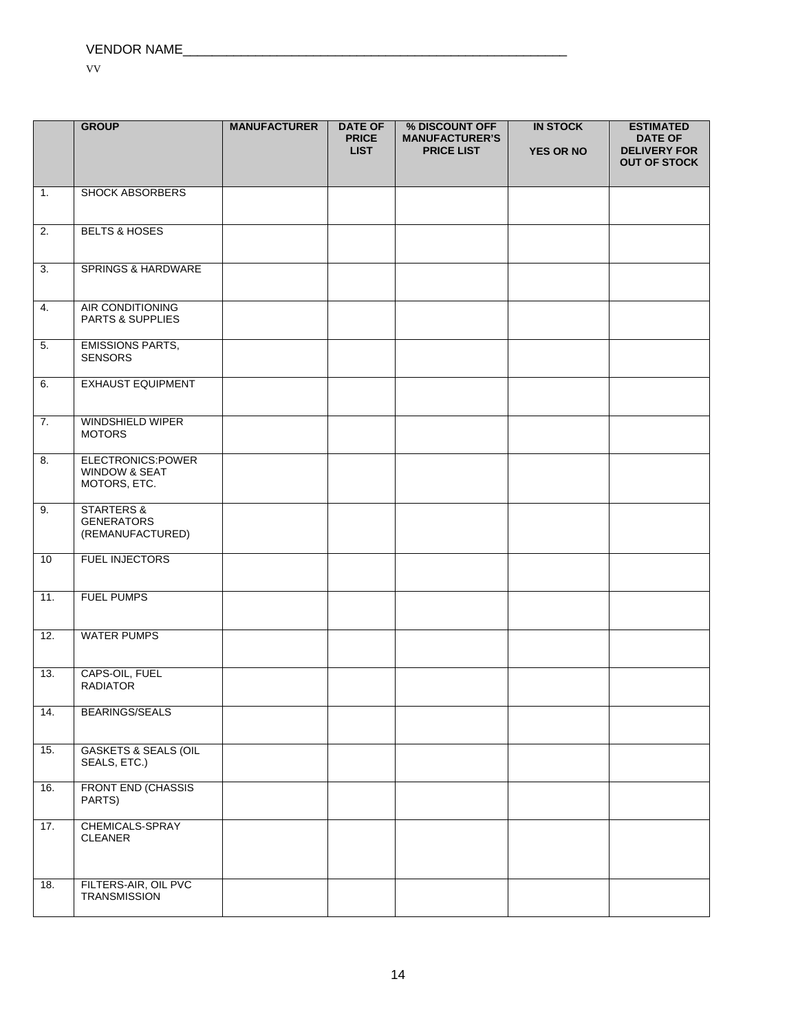VENDOR NAME_____________________________________________________

VV

| | GROUP | MANUFACTURER | DATE OF PRICE LIST | % DISCOUNT OFF MANUFACTURER'S PRICE LIST | IN STOCK YES OR NO | ESTIMATED DATE OF DELIVERY FOR OUT OF STOCK |
|---|---|---|---|---|---|---|
| 1. | SHOCK ABSORBERS | | | | | |
| 2. | BELTS & HOSES | | | | | |
| 3. | SPRINGS & HARDWARE | | | | | |
| 4. | AIR CONDITIONING PARTS & SUPPLIES | | | | | |
| 5. | EMISSIONS PARTS, SENSORS | | | | | |
| 6. | EXHAUST EQUIPMENT | | | | | |
| 7. | WINDSHIELD WIPER MOTORS | | | | | |
| 8. | ELECTRONICS:POWER WINDOW & SEAT MOTORS, ETC. | | | | | |
| 9. | STARTERS & GENERATORS (REMANUFACTURED) | | | | | |
| 10 | FUEL INJECTORS | | | | | |
| 11. | FUEL PUMPS | | | | | |
| 12. | WATER PUMPS | | | | | |
| 13. | CAPS-OIL, FUEL RADIATOR | | | | | |
| 14. | BEARINGS/SEALS | | | | | |
| 15. | GASKETS & SEALS (OIL SEALS, ETC.) | | | | | |
| 16. | FRONT END (CHASSIS PARTS) | | | | | |
| 17. | CHEMICALS-SPRAY CLEANER | | | | | |
| 18. | FILTERS-AIR, OIL PVC TRANSMISSION | | | | | |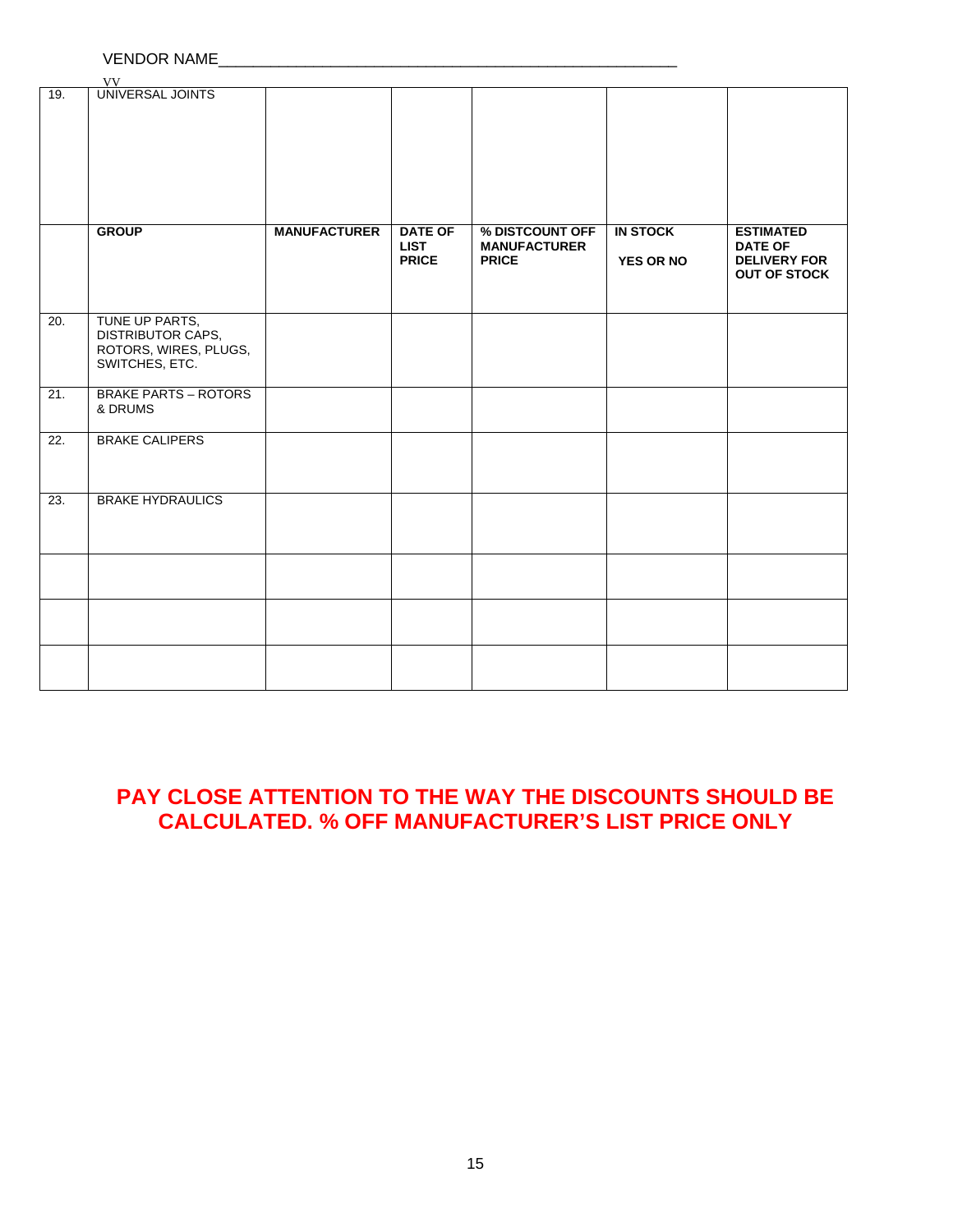VENDOR NAME_____________________________________________________

| | VV UNIVERSAL JOINTS | | | | | |
|---|---|---|---|---|---|---|
| 19. | UNIVERSAL JOINTS | | | | | |
| | **GROUP** | **MANUFACTURER** | **DATE OF LIST PRICE** | **% DISTCOUNT OFF MANUFACTURER PRICE** | **IN STOCK YES OR NO** | **ESTIMATED DATE OF DELIVERY FOR OUT OF STOCK** |
| 20. | TUNE UP PARTS, DISTRIBUTOR CAPS, ROTORS, WIRES, PLUGS, SWITCHES, ETC. | | | | | |
| 21. | BRAKE PARTS – ROTORS & DRUMS | | | | | |
| 22. | BRAKE CALIPERS | | | | | |
| 23. | BRAKE HYDRAULICS | | | | | |
| | | | | | | |
| | | | | | | |
| | | | | | | |

**PAY CLOSE ATTENTION TO THE WAY THE DISCOUNTS SHOULD BE CALCULATED. % OFF MANUFACTURER'S LIST PRICE ONLY**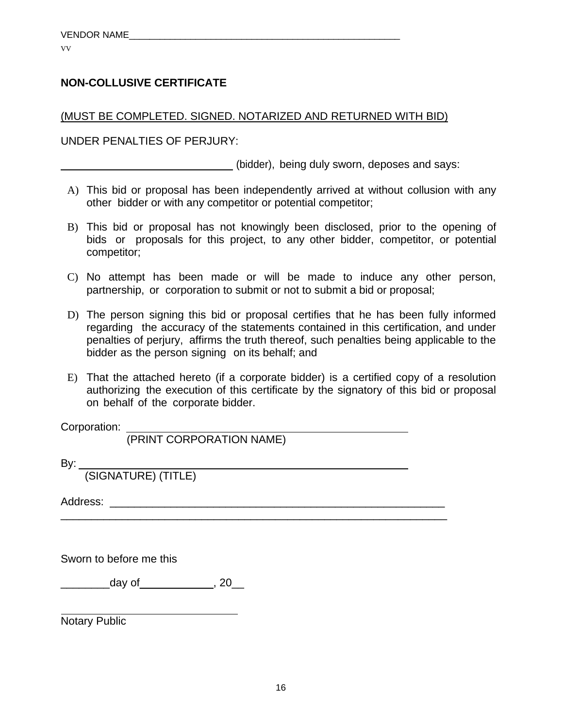VENDOR NAME\_\_\_\_\_\_\_\_\_\_\_\_\_\_\_\_\_\_\_\_\_\_\_\_\_\_\_\_\_\_\_\_\_\_\_\_\_\_\_\_\_\_\_\_\_\_\_\_\_\_\_\_\_\_

VV

**NON-COLLUSIVE CERTIFICATE**

(MUST BE COMPLETED. SIGNED. NOTARIZED AND RETURNED WITH BID)

UNDER PENALTIES OF PERJURY:

\_\_\_\_\_\_\_\_\_\_\_\_\_\_\_\_\_\_\_\_\_\_\_\_\_\_\_\_\_\_ (bidder), being duly sworn, deposes and says:

A) This bid or proposal has been independently arrived at without collusion with any other bidder or with any competitor or potential competitor;

B) This bid or proposal has not knowingly been disclosed, prior to the opening of bids or proposals for this project, to any other bidder, competitor, or potential competitor;

C) No attempt has been made or will be made to induce any other person, partnership, or corporation to submit or not to submit a bid or proposal;

D) The person signing this bid or proposal certifies that he has been fully informed regarding the accuracy of the statements contained in this certification, and under penalties of perjury, affirms the truth thereof, such penalties being applicable to the bidder as the person signing on its behalf; and

E) That the attached hereto (if a corporate bidder) is a certified copy of a resolution authorizing the execution of this certificate by the signatory of this bid or proposal on behalf of the corporate bidder.

Corporation: \_\_\_\_\_\_\_\_\_\_\_\_\_\_\_\_\_\_\_\_\_\_\_\_\_\_\_\_\_\_\_\_\_\_\_\_\_\_\_\_\_\_\_\_\_\_\_\_
(PRINT CORPORATION NAME)

By: \_\_\_\_\_\_\_\_\_\_\_\_\_\_\_\_\_\_\_\_\_\_\_\_\_\_\_\_\_\_\_\_\_\_\_\_\_\_\_\_\_\_\_\_\_\_\_\_\_\_\_\_\_\_\_\_
(SIGNATURE) (TITLE)

Address: \_\_\_\_\_\_\_\_\_\_\_\_\_\_\_\_\_\_\_\_\_\_\_\_\_\_\_\_\_\_\_\_\_\_\_\_\_\_\_\_\_\_\_\_\_\_\_\_\_\_\_\_\_\_\_\_\_
\_\_\_\_\_\_\_\_\_\_\_\_\_\_\_\_\_\_\_\_\_\_\_\_\_\_\_\_\_\_\_\_\_\_\_\_\_\_\_\_\_\_\_\_\_\_\_\_\_\_\_\_\_\_\_\_\_\_\_\_\_\_\_\_\_

Sworn to before me this

\_\_\_\_\_\_\_\_day of\_\_\_\_\_\_\_\_\_\_\_\_, 20\_\_

\_\_\_\_\_\_\_\_\_\_\_\_\_\_\_\_\_\_\_\_\_\_\_\_\_\_\_\_\_\_
Notary Public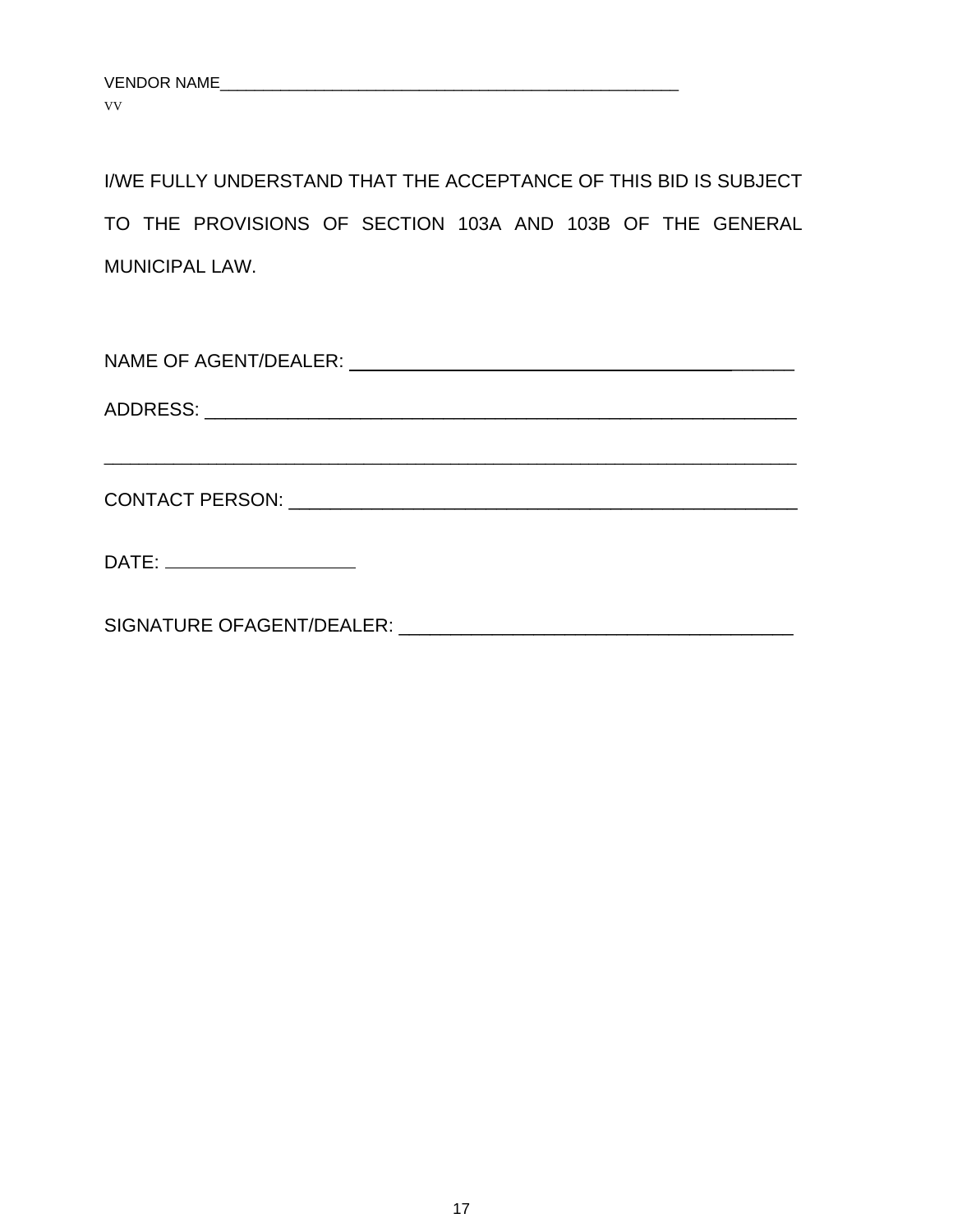VENDOR NAME_______________________________________________________

VV

I/WE FULLY UNDERSTAND THAT THE ACCEPTANCE OF THIS BID IS SUBJECT TO THE PROVISIONS OF SECTION 103A AND 103B OF THE GENERAL MUNICIPAL LAW.

NAME OF AGENT/DEALER: _______________________________________________

ADDRESS: ___________________________________________________________

____________________________________________________________________

CONTACT PERSON: ____________________________________________________

DATE: ____________________

SIGNATURE OFAGENT/DEALER: ______________________________________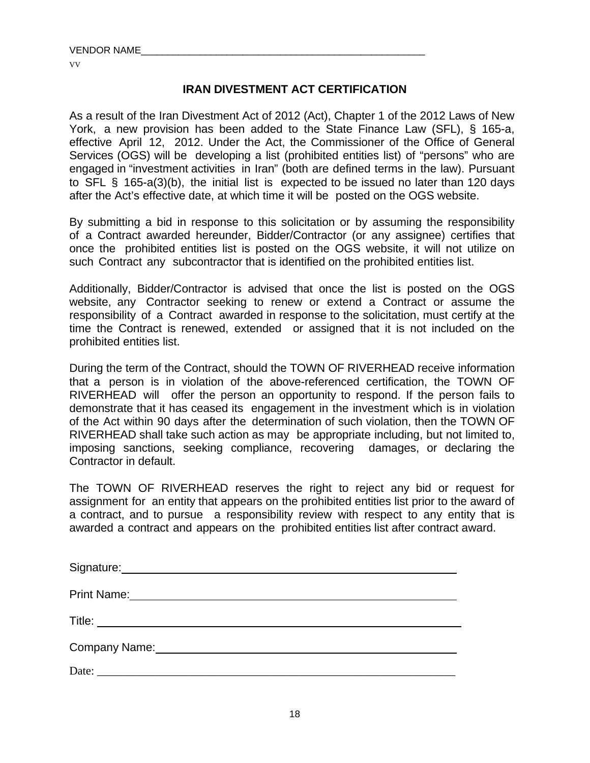VENDOR NAME_____________________________________________________

VV

## IRAN DIVESTMENT ACT CERTIFICATION

As a result of the Iran Divestment Act of 2012 (Act), Chapter 1 of the 2012 Laws of New York, a new provision has been added to the State Finance Law (SFL), § 165-a, effective April 12, 2012. Under the Act, the Commissioner of the Office of General Services (OGS) will be developing a list (prohibited entities list) of "persons" who are engaged in "investment activities in Iran" (both are defined terms in the law). Pursuant to SFL § 165-a(3)(b), the initial list is expected to be issued no later than 120 days after the Act's effective date, at which time it will be posted on the OGS website.

By submitting a bid in response to this solicitation or by assuming the responsibility of a Contract awarded hereunder, Bidder/Contractor (or any assignee) certifies that once the prohibited entities list is posted on the OGS website, it will not utilize on such Contract any subcontractor that is identified on the prohibited entities list.

Additionally, Bidder/Contractor is advised that once the list is posted on the OGS website, any Contractor seeking to renew or extend a Contract or assume the responsibility of a Contract awarded in response to the solicitation, must certify at the time the Contract is renewed, extended or assigned that it is not included on the prohibited entities list.

During the term of the Contract, should the TOWN OF RIVERHEAD receive information that a person is in violation of the above-referenced certification, the TOWN OF RIVERHEAD will offer the person an opportunity to respond. If the person fails to demonstrate that it has ceased its engagement in the investment which is in violation of the Act within 90 days after the determination of such violation, then the TOWN OF RIVERHEAD shall take such action as may be appropriate including, but not limited to, imposing sanctions, seeking compliance, recovering damages, or declaring the Contractor in default.

The TOWN OF RIVERHEAD reserves the right to reject any bid or request for assignment for an entity that appears on the prohibited entities list prior to the award of a contract, and to pursue a responsibility review with respect to any entity that is awarded a contract and appears on the prohibited entities list after contract award.

Signature:_____________________________________________________

Print Name:____________________________________________________

Title: _________________________________________________________

Company Name:_________________________________________________

Date: _________________________________________________________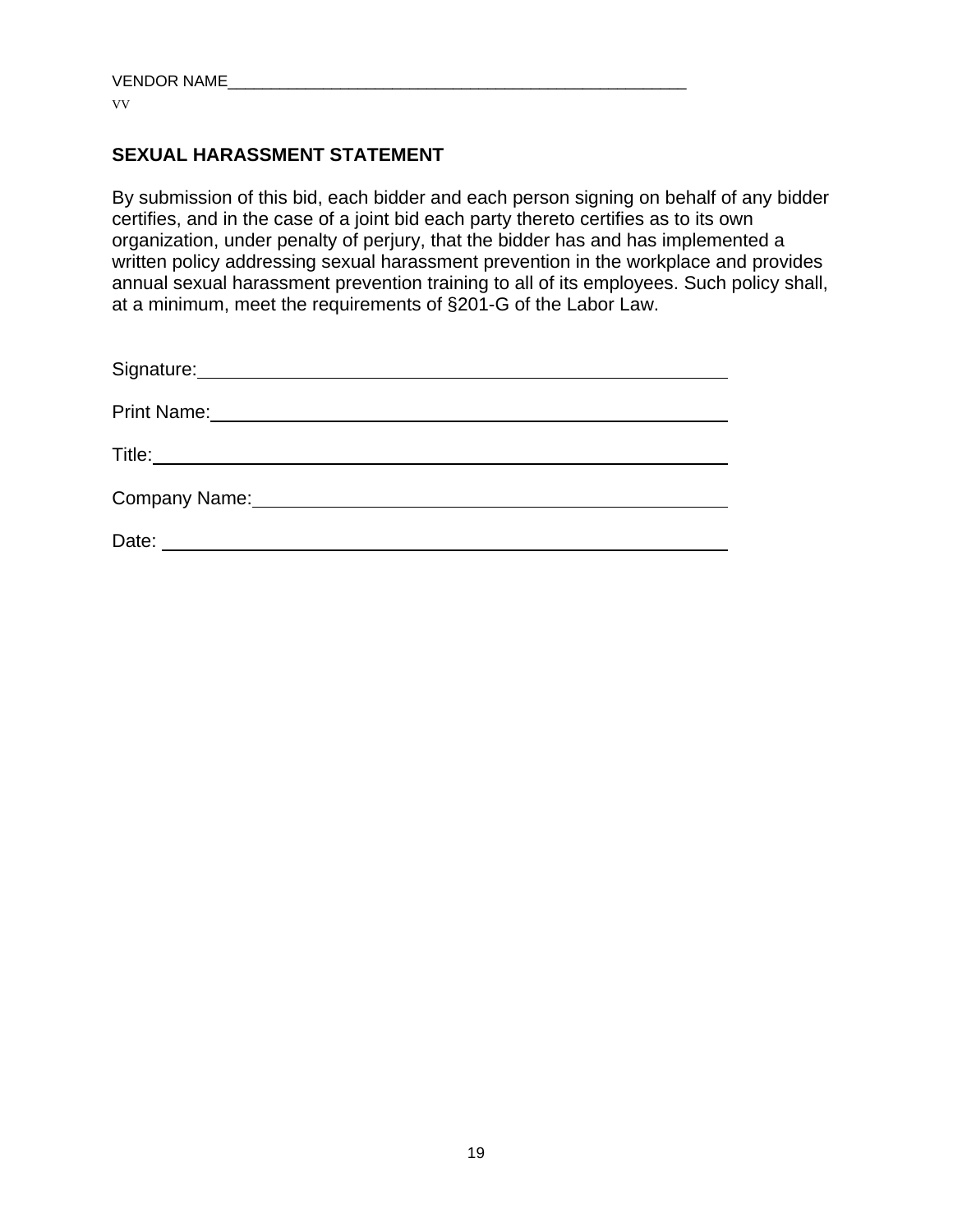VENDOR NAME_______________________________________________________

VV

## SEXUAL HARASSMENT STATEMENT

By submission of this bid, each bidder and each person signing on behalf of any bidder certifies, and in the case of a joint bid each party thereto certifies as to its own organization, under penalty of perjury, that the bidder has and has implemented a written policy addressing sexual harassment prevention in the workplace and provides annual sexual harassment prevention training to all of its employees. Such policy shall, at a minimum, meet the requirements of §201-G of the Labor Law.

Signature:_______________________________________________________

Print Name:_____________________________________________________

Title:___________________________________________________________

Company Name:_________________________________________________

Date: ___________________________________________________________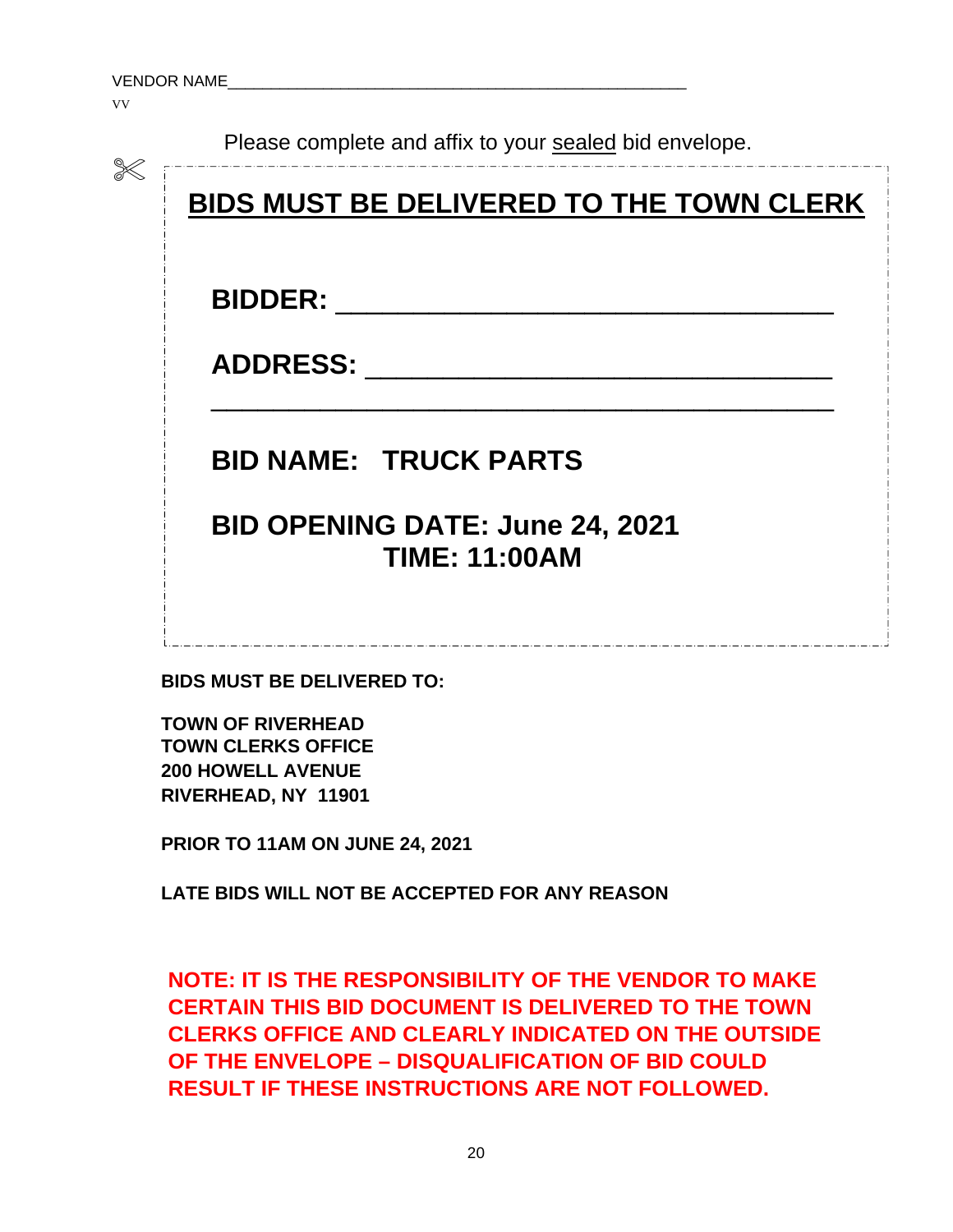VENDOR NAME\_\_\_\_\_\_\_\_\_\_\_\_\_\_\_\_\_\_\_\_\_\_\_\_\_\_\_\_\_\_\_\_\_\_\_\_\_\_\_\_\_\_\_\_\_\_\_\_\_\_

VV

Please complete and affix to your <u>sealed</u> bid envelope.

## <u>BIDS MUST BE DELIVERED TO THE TOWN CLERK</u>

**BIDDER: \_\_\_\_\_\_\_\_\_\_\_\_\_\_\_\_\_\_\_\_\_\_\_\_\_\_\_\_\_\_\_\_\_\_\_\_**

**ADDRESS: \_\_\_\_\_\_\_\_\_\_\_\_\_\_\_\_\_\_\_\_\_\_\_\_\_\_\_\_\_\_\_\_\_\_\_**

**\_\_\_\_\_\_\_\_\_\_\_\_\_\_\_\_\_\_\_\_\_\_\_\_\_\_\_\_\_\_\_\_\_\_\_\_\_\_\_\_\_\_\_\_**

**BID NAME: TRUCK PARTS**

**BID OPENING DATE: June 24, 2021**
**TIME: 11:00AM**

**BIDS MUST BE DELIVERED TO:**

**TOWN OF RIVERHEAD**
**TOWN CLERKS OFFICE**
**200 HOWELL AVENUE**
**RIVERHEAD, NY 11901**

**PRIOR TO 11AM ON JUNE 24, 2021**

**LATE BIDS WILL NOT BE ACCEPTED FOR ANY REASON**

**NOTE: IT IS THE RESPONSIBILITY OF THE VENDOR TO MAKE CERTAIN THIS BID DOCUMENT IS DELIVERED TO THE TOWN CLERKS OFFICE AND CLEARLY INDICATED ON THE OUTSIDE OF THE ENVELOPE – DISQUALIFICATION OF BID COULD RESULT IF THESE INSTRUCTIONS ARE NOT FOLLOWED.**